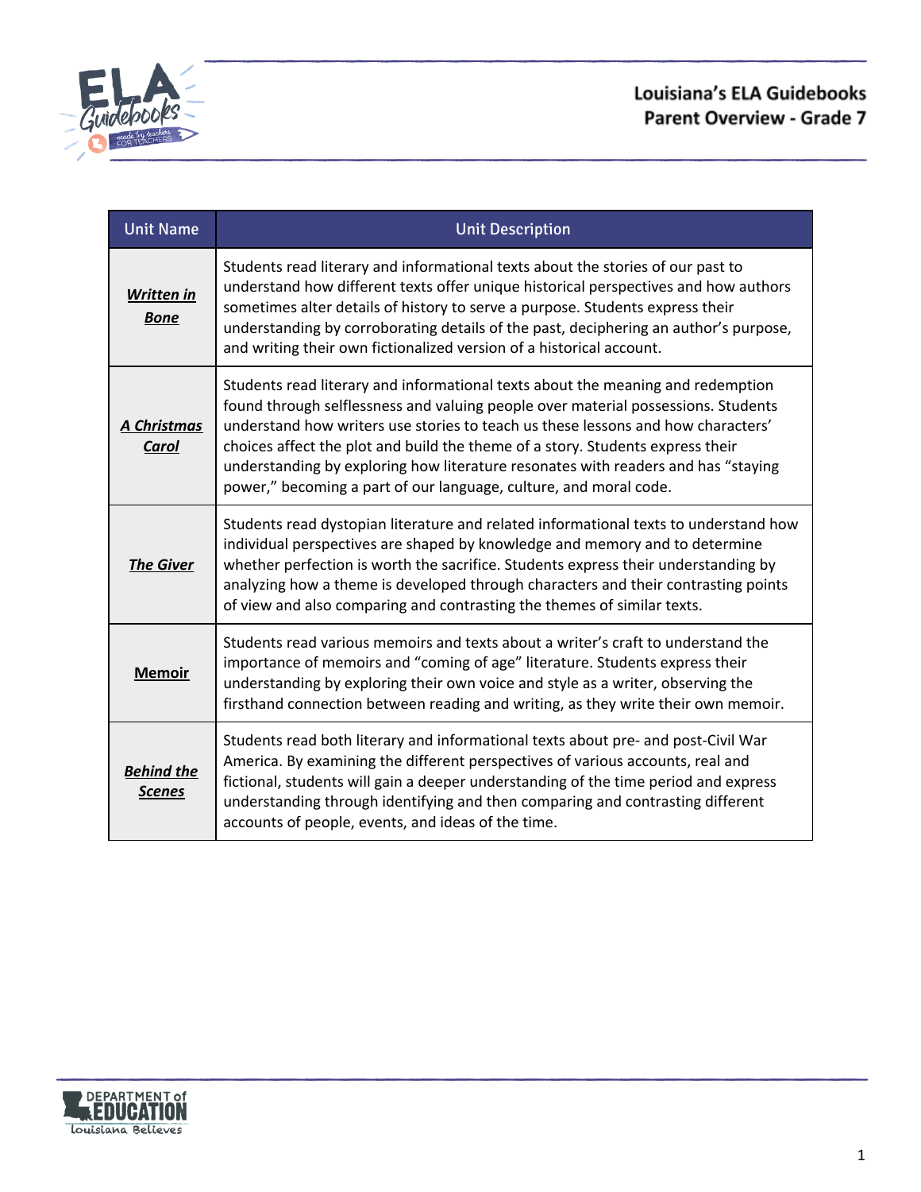# Louisiana's ELA Guidebooks
## Parent Overview - Grade 7

| Unit Name | Unit Description |
| --- | --- |
| ***Written in Bone*** | Students read literary and informational texts about the stories of our past to understand how different texts offer unique historical perspectives and how authors sometimes alter details of history to serve a purpose. Students express their understanding by corroborating details of the past, deciphering an author's purpose, and writing their own fictionalized version of a historical account. |
| ***A Christmas Carol*** | Students read literary and informational texts about the meaning and redemption found through selflessness and valuing people over material possessions. Students understand how writers use stories to teach us these lessons and how characters' choices affect the plot and build the theme of a story. Students express their understanding by exploring how literature resonates with readers and has "staying power," becoming a part of our language, culture, and moral code. |
| ***The Giver*** | Students read dystopian literature and related informational texts to understand how individual perspectives are shaped by knowledge and memory and to determine whether perfection is worth the sacrifice. Students express their understanding by analyzing how a theme is developed through characters and their contrasting points of view and also comparing and contrasting the themes of similar texts. |
| **Memoir** | Students read various memoirs and texts about a writer's craft to understand the importance of memoirs and "coming of age" literature. Students express their understanding by exploring their own voice and style as a writer, observing the firsthand connection between reading and writing, as they write their own memoir. |
| ***Behind the Scenes*** | Students read both literary and informational texts about pre- and post-Civil War America. By examining the different perspectives of various accounts, real and fictional, students will gain a deeper understanding of the time period and express understanding through identifying and then comparing and contrasting different accounts of people, events, and ideas of the time. |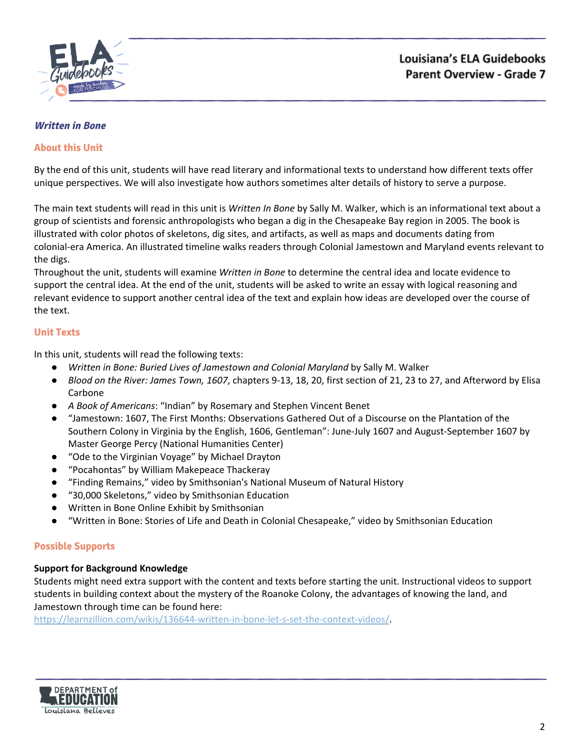### *Written in Bone*

#### About this Unit

By the end of this unit, students will have read literary and informational texts to understand how different texts offer unique perspectives. We will also investigate how authors sometimes alter details of history to serve a purpose.

The main text students will read in this unit is *Written In Bone* by Sally M. Walker, which is an informational text about a group of scientists and forensic anthropologists who began a dig in the Chesapeake Bay region in 2005. The book is illustrated with color photos of skeletons, dig sites, and artifacts, as well as maps and documents dating from colonial-era America. An illustrated timeline walks readers through Colonial Jamestown and Maryland events relevant to the digs.

Throughout the unit, students will examine *Written in Bone* to determine the central idea and locate evidence to support the central idea. At the end of the unit, students will be asked to write an essay with logical reasoning and relevant evidence to support another central idea of the text and explain how ideas are developed over the course of the text.

#### Unit Texts

In this unit, students will read the following texts:

- *Written in Bone: Buried Lives of Jamestown and Colonial Maryland* by Sally M. Walker
- *Blood on the River: James Town, 1607*, chapters 9-13, 18, 20, first section of 21, 23 to 27, and Afterword by Elisa Carbone
- *A Book of Americans*: "Indian" by Rosemary and Stephen Vincent Benet
- "Jamestown: 1607, The First Months: Observations Gathered Out of a Discourse on the Plantation of the Southern Colony in Virginia by the English, 1606, Gentleman": June-July 1607 and August-September 1607 by Master George Percy (National Humanities Center)
- "Ode to the Virginian Voyage" by Michael Drayton
- "Pocahontas" by William Makepeace Thackeray
- "Finding Remains," video by Smithsonian's National Museum of Natural History
- "30,000 Skeletons," video by Smithsonian Education
- Written in Bone Online Exhibit by Smithsonian
- "Written in Bone: Stories of Life and Death in Colonial Chesapeake," video by Smithsonian Education

#### Possible Supports

**Support for Background Knowledge**

Students might need extra support with the content and texts before starting the unit. Instructional videos to support students in building context about the mystery of the Roanoke Colony, the advantages of knowing the land, and Jamestown through time can be found here: https://learnzillion.com/wikis/136644-written-in-bone-let-s-set-the-context-videos/.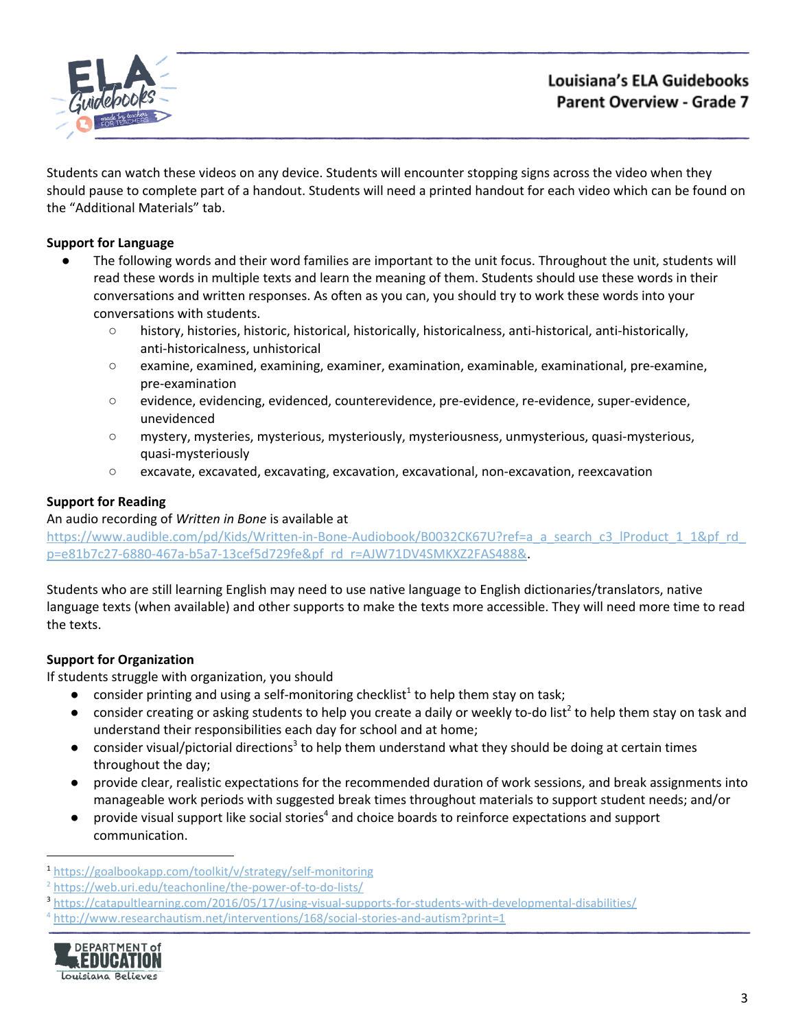Students can watch these videos on any device. Students will encounter stopping signs across the video when they should pause to complete part of a handout. Students will need a printed handout for each video which can be found on the "Additional Materials" tab.

**Support for Language**

- The following words and their word families are important to the unit focus. Throughout the unit, students will read these words in multiple texts and learn the meaning of them. Students should use these words in their conversations and written responses. As often as you can, you should try to work these words into your conversations with students.
  - history, histories, historic, historical, historically, historicalness, anti-historical, anti-historically, anti-historicalness, unhistorical
  - examine, examined, examining, examiner, examination, examinable, examinational, pre-examine, pre-examination
  - evidence, evidencing, evidenced, counterevidence, pre-evidence, re-evidence, super-evidence, unevidenced
  - mystery, mysteries, mysterious, mysteriously, mysteriousness, unmysterious, quasi-mysterious, quasi-mysteriously
  - excavate, excavated, excavating, excavation, excavational, non-excavation, reexcavation

**Support for Reading**

An audio recording of *Written in Bone* is available at https://www.audible.com/pd/Kids/Written-in-Bone-Audiobook/B0032CK67U?ref=a_a_search_c3_lProduct_1_1&pf_rd_p=e81b7c27-6880-467a-b5a7-13cef5d729fe&pf_rd_r=AJW71DV4SMKXZ2FAS488&.

Students who are still learning English may need to use native language to English dictionaries/translators, native language texts (when available) and other supports to make the texts more accessible. They will need more time to read the texts.

**Support for Organization**

If students struggle with organization, you should

- consider printing and using a self-monitoring checklist[1] to help them stay on task;
- consider creating or asking students to help you create a daily or weekly to-do list[2] to help them stay on task and understand their responsibilities each day for school and at home;
- consider visual/pictorial directions[3] to help them understand what they should be doing at certain times throughout the day;
- provide clear, realistic expectations for the recommended duration of work sessions, and break assignments into manageable work periods with suggested break times throughout materials to support student needs; and/or
- provide visual support like social stories[4] and choice boards to reinforce expectations and support communication.

---

[1] https://goalbookapp.com/toolkit/v/strategy/self-monitoring

[2] https://web.uri.edu/teachonline/the-power-of-to-do-lists/

[3] https://catapultlearning.com/2016/05/17/using-visual-supports-for-students-with-developmental-disabilities/

[4] http://www.researchautism.net/interventions/168/social-stories-and-autism?print=1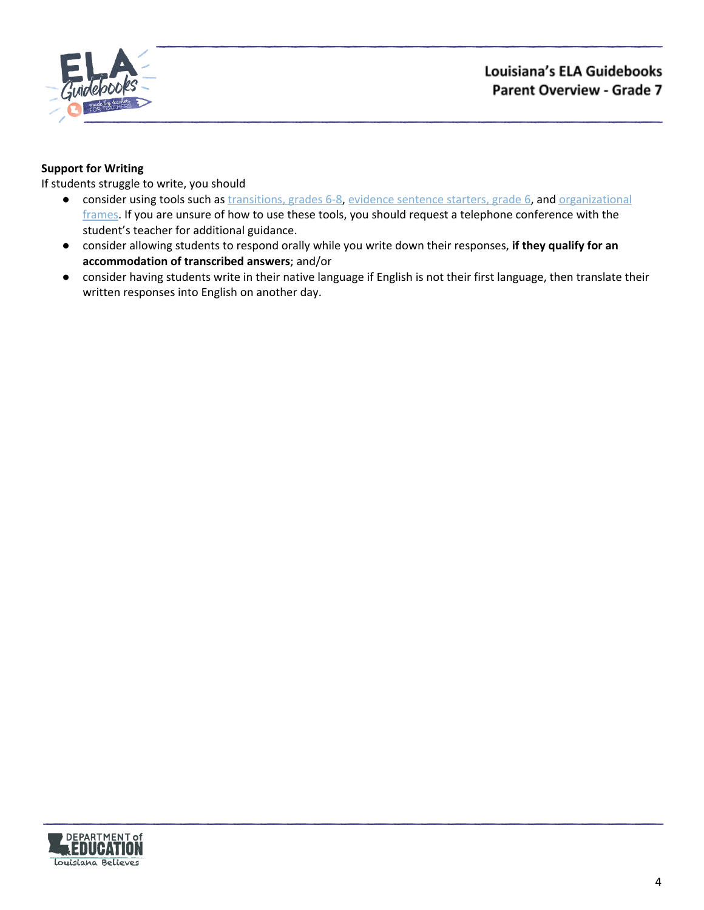**Support for Writing**

If students struggle to write, you should

- consider using tools such as transitions, grades 6-8, evidence sentence starters, grade 6, and organizational frames. If you are unsure of how to use these tools, you should request a telephone conference with the student's teacher for additional guidance.
- consider allowing students to respond orally while you write down their responses, **if they qualify for an accommodation of transcribed answers**; and/or
- consider having students write in their native language if English is not their first language, then translate their written responses into English on another day.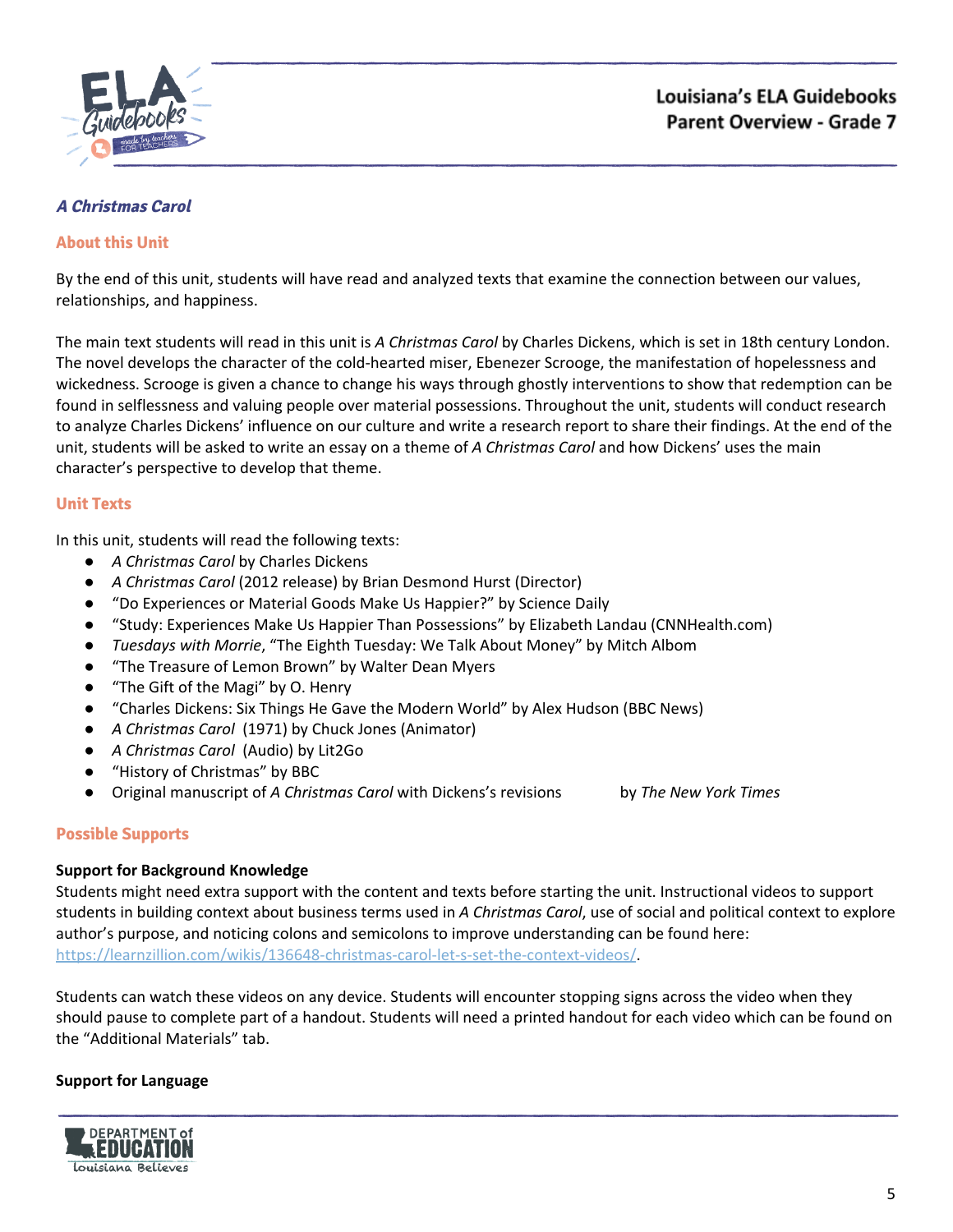## *A Christmas Carol*

### About this Unit

By the end of this unit, students will have read and analyzed texts that examine the connection between our values, relationships, and happiness.

The main text students will read in this unit is *A Christmas Carol* by Charles Dickens, which is set in 18th century London. The novel develops the character of the cold-hearted miser, Ebenezer Scrooge, the manifestation of hopelessness and wickedness. Scrooge is given a chance to change his ways through ghostly interventions to show that redemption can be found in selflessness and valuing people over material possessions. Throughout the unit, students will conduct research to analyze Charles Dickens' influence on our culture and write a research report to share their findings. At the end of the unit, students will be asked to write an essay on a theme of *A Christmas Carol* and how Dickens' uses the main character's perspective to develop that theme.

### Unit Texts

In this unit, students will read the following texts:

- *A Christmas Carol* by Charles Dickens
- *A Christmas Carol* (2012 release) by Brian Desmond Hurst (Director)
- "Do Experiences or Material Goods Make Us Happier?" by Science Daily
- "Study: Experiences Make Us Happier Than Possessions" by Elizabeth Landau (CNNHealth.com)
- *Tuesdays with Morrie*, "The Eighth Tuesday: We Talk About Money" by Mitch Albom
- "The Treasure of Lemon Brown" by Walter Dean Myers
- "The Gift of the Magi" by O. Henry
- "Charles Dickens: Six Things He Gave the Modern World" by Alex Hudson (BBC News)
- *A Christmas Carol* (1971) by Chuck Jones (Animator)
- *A Christmas Carol* (Audio) by Lit2Go
- "History of Christmas" by BBC
- Original manuscript of *A Christmas Carol* with Dickens's revisions by *The New York Times*

### Possible Supports

**Support for Background Knowledge**
Students might need extra support with the content and texts before starting the unit. Instructional videos to support students in building context about business terms used in *A Christmas Carol*, use of social and political context to explore author's purpose, and noticing colons and semicolons to improve understanding can be found here: https://learnzillion.com/wikis/136648-christmas-carol-let-s-set-the-context-videos/.

Students can watch these videos on any device. Students will encounter stopping signs across the video when they should pause to complete part of a handout. Students will need a printed handout for each video which can be found on the "Additional Materials" tab.

**Support for Language**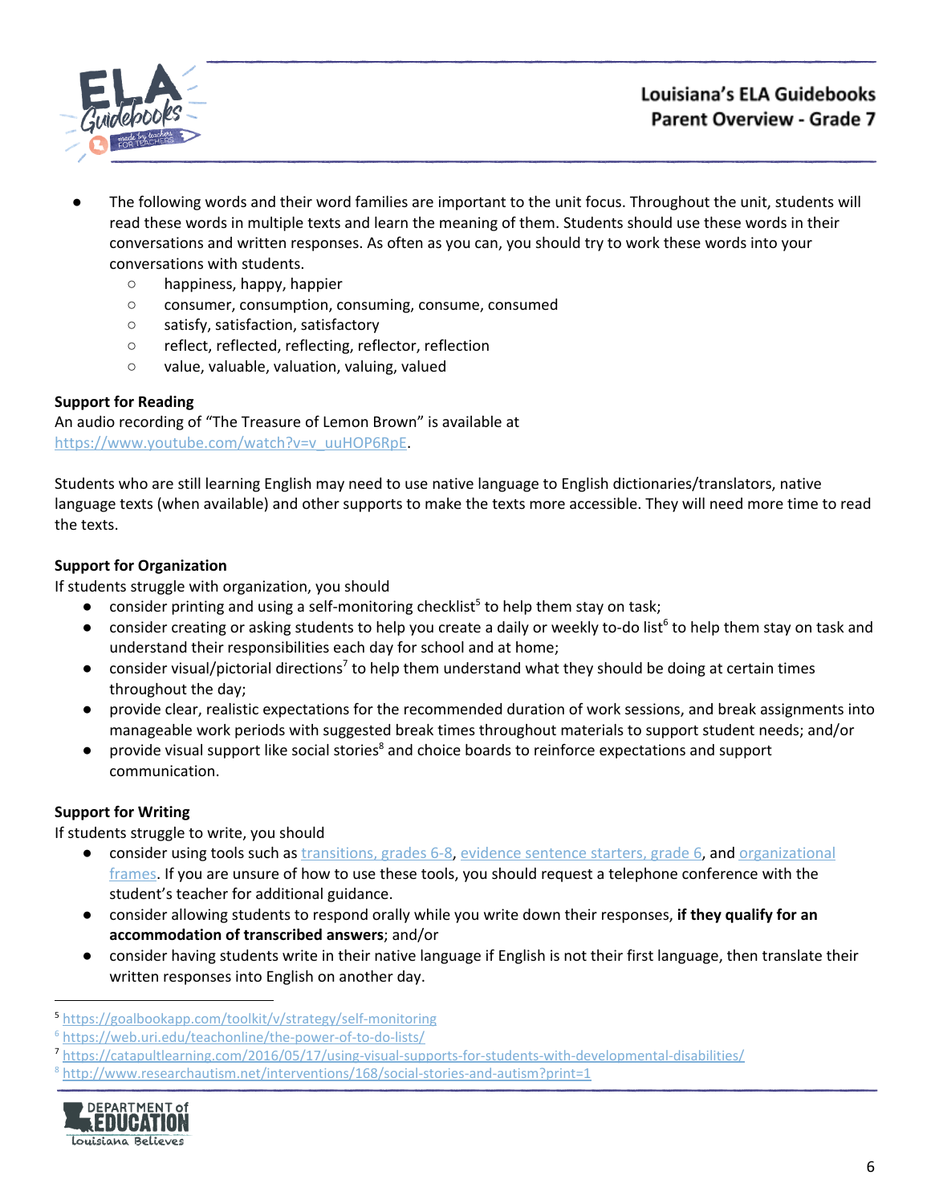- The following words and their word families are important to the unit focus. Throughout the unit, students will read these words in multiple texts and learn the meaning of them. Students should use these words in their conversations and written responses. As often as you can, you should try to work these words into your conversations with students.
  - happiness, happy, happier
  - consumer, consumption, consuming, consume, consumed
  - satisfy, satisfaction, satisfactory
  - reflect, reflected, reflecting, reflector, reflection
  - value, valuable, valuation, valuing, valued

**Support for Reading**
An audio recording of "The Treasure of Lemon Brown" is available at https://www.youtube.com/watch?v=v_uuHOP6RpE.

Students who are still learning English may need to use native language to English dictionaries/translators, native language texts (when available) and other supports to make the texts more accessible. They will need more time to read the texts.

**Support for Organization**
If students struggle with organization, you should

- consider printing and using a self-monitoring checklist[5] to help them stay on task;
- consider creating or asking students to help you create a daily or weekly to-do list[6] to help them stay on task and understand their responsibilities each day for school and at home;
- consider visual/pictorial directions[7] to help them understand what they should be doing at certain times throughout the day;
- provide clear, realistic expectations for the recommended duration of work sessions, and break assignments into manageable work periods with suggested break times throughout materials to support student needs; and/or
- provide visual support like social stories[8] and choice boards to reinforce expectations and support communication.

**Support for Writing**
If students struggle to write, you should

- consider using tools such as transitions, grades 6-8, evidence sentence starters, grade 6, and organizational frames. If you are unsure of how to use these tools, you should request a telephone conference with the student's teacher for additional guidance.
- consider allowing students to respond orally while you write down their responses, **if they qualify for an accommodation of transcribed answers**; and/or
- consider having students write in their native language if English is not their first language, then translate their written responses into English on another day.

[5] https://goalbookapp.com/toolkit/v/strategy/self-monitoring
[6] https://web.uri.edu/teachonline/the-power-of-to-do-lists/
[7] https://catapultlearning.com/2016/05/17/using-visual-supports-for-students-with-developmental-disabilities/
[8] http://www.researchautism.net/interventions/168/social-stories-and-autism?print=1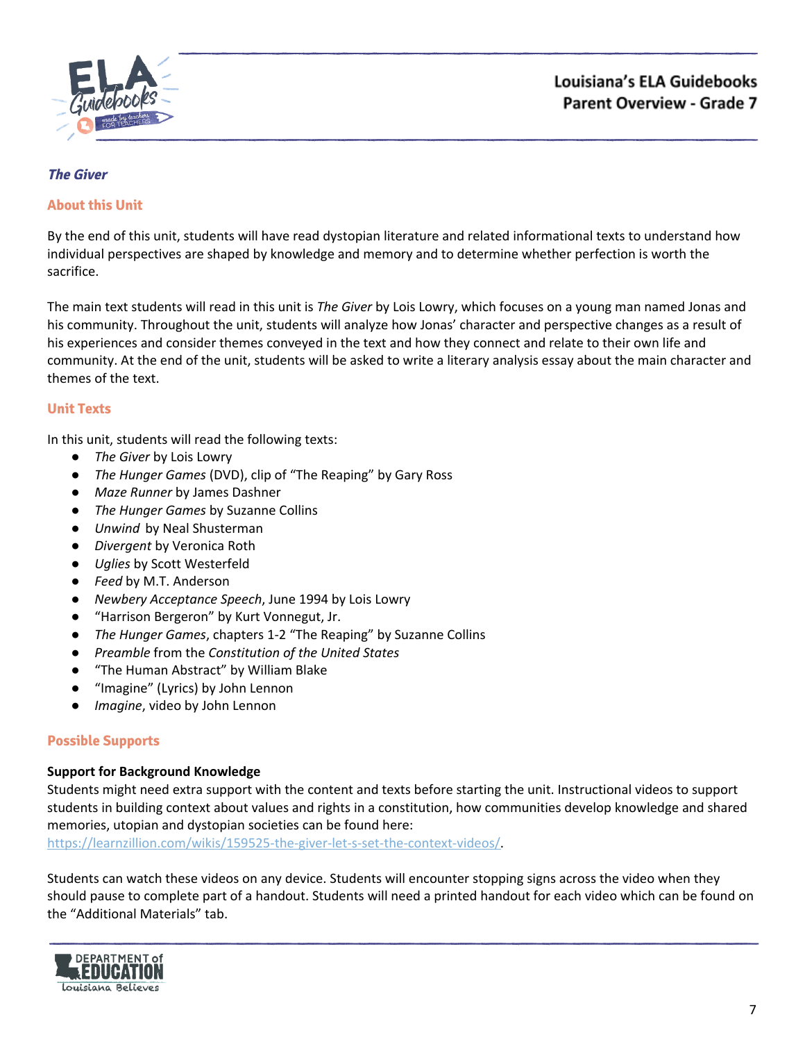### *The Giver*

#### About this Unit

By the end of this unit, students will have read dystopian literature and related informational texts to understand how individual perspectives are shaped by knowledge and memory and to determine whether perfection is worth the sacrifice.

The main text students will read in this unit is *The Giver* by Lois Lowry, which focuses on a young man named Jonas and his community. Throughout the unit, students will analyze how Jonas' character and perspective changes as a result of his experiences and consider themes conveyed in the text and how they connect and relate to their own life and community. At the end of the unit, students will be asked to write a literary analysis essay about the main character and themes of the text.

#### Unit Texts

In this unit, students will read the following texts:

- *The Giver* by Lois Lowry
- *The Hunger Games* (DVD), clip of "The Reaping" by Gary Ross
- *Maze Runner* by James Dashner
- *The Hunger Games* by Suzanne Collins
- *Unwind* by Neal Shusterman
- *Divergent* by Veronica Roth
- *Uglies* by Scott Westerfeld
- *Feed* by M.T. Anderson
- *Newbery Acceptance Speech*, June 1994 by Lois Lowry
- "Harrison Bergeron" by Kurt Vonnegut, Jr.
- *The Hunger Games*, chapters 1-2 "The Reaping" by Suzanne Collins
- *Preamble* from the *Constitution of the United States*
- "The Human Abstract" by William Blake
- "Imagine" (Lyrics) by John Lennon
- *Imagine*, video by John Lennon

#### Possible Supports

**Support for Background Knowledge**

Students might need extra support with the content and texts before starting the unit. Instructional videos to support students in building context about values and rights in a constitution, how communities develop knowledge and shared memories, utopian and dystopian societies can be found here: https://learnzillion.com/wikis/159525-the-giver-let-s-set-the-context-videos/.

Students can watch these videos on any device. Students will encounter stopping signs across the video when they should pause to complete part of a handout. Students will need a printed handout for each video which can be found on the "Additional Materials" tab.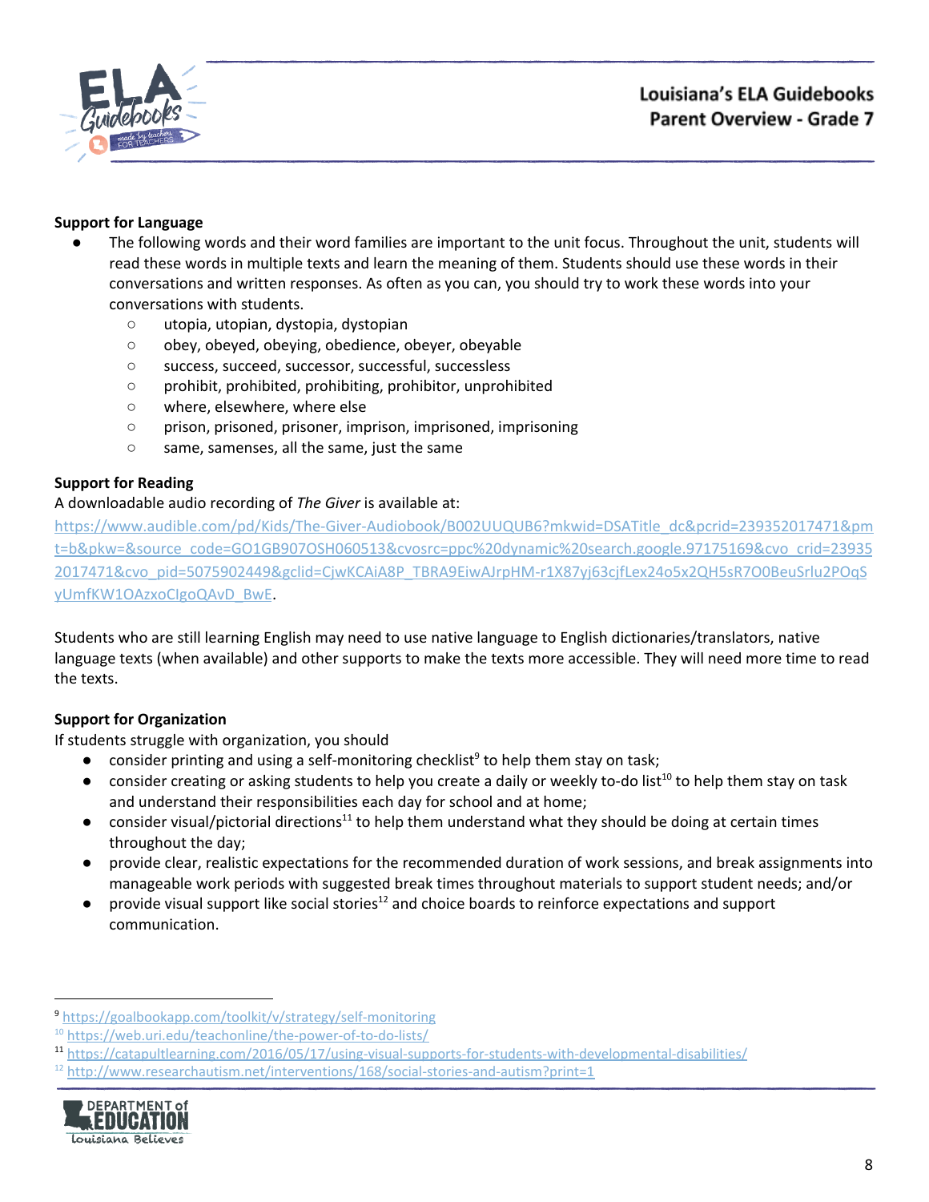**Support for Language**

- The following words and their word families are important to the unit focus. Throughout the unit, students will read these words in multiple texts and learn the meaning of them. Students should use these words in their conversations and written responses. As often as you can, you should try to work these words into your conversations with students.
  - utopia, utopian, dystopia, dystopian
  - obey, obeyed, obeying, obedience, obeyer, obeyable
  - success, succeed, successor, successful, successless
  - prohibit, prohibited, prohibiting, prohibitor, unprohibited
  - where, elsewhere, where else
  - prison, prisoned, prisoner, imprison, imprisoned, imprisoning
  - same, samenses, all the same, just the same

**Support for Reading**

A downloadable audio recording of *The Giver* is available at: https://www.audible.com/pd/Kids/The-Giver-Audiobook/B002UUQUB6?mkwid=DSATitle_dc&pcrid=239352017471&pmt=b&pkw=&source_code=GO1GB907OSH060513&cvosrc=ppc%20dynamic%20search.google.97175169&cvo_crid=239352017471&cvo_pid=5075902449&gclid=CjwKCAiA8P_TBRA9EiwAJrpHM-r1X87yj63cjfLex24o5x2QH5sR7O0BeuSrlu2POqSyUmfKW1OAzxoClgoQAvD_BwE.

Students who are still learning English may need to use native language to English dictionaries/translators, native language texts (when available) and other supports to make the texts more accessible. They will need more time to read the texts.

**Support for Organization**

If students struggle with organization, you should

- consider printing and using a self-monitoring checklist[9] to help them stay on task;
- consider creating or asking students to help you create a daily or weekly to-do list[10] to help them stay on task and understand their responsibilities each day for school and at home;
- consider visual/pictorial directions[11] to help them understand what they should be doing at certain times throughout the day;
- provide clear, realistic expectations for the recommended duration of work sessions, and break assignments into manageable work periods with suggested break times throughout materials to support student needs; and/or
- provide visual support like social stories[12] and choice boards to reinforce expectations and support communication.

---

[9] https://goalbookapp.com/toolkit/v/strategy/self-monitoring

[10] https://web.uri.edu/teachonline/the-power-of-to-do-lists/

[11] https://catapultlearning.com/2016/05/17/using-visual-supports-for-students-with-developmental-disabilities/

[12] http://www.researchautism.net/interventions/168/social-stories-and-autism?print=1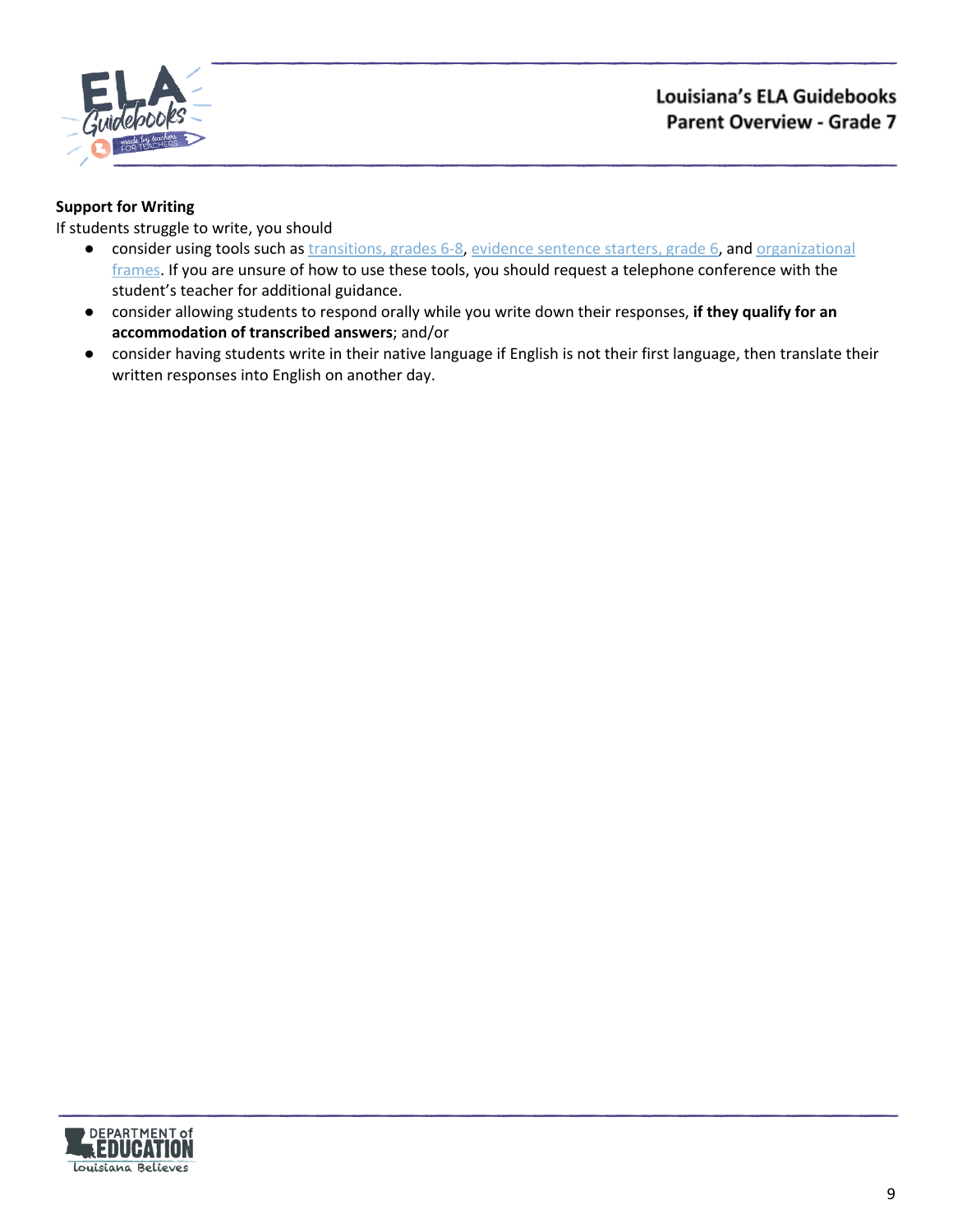**Support for Writing**

If students struggle to write, you should

- consider using tools such as transitions, grades 6-8, evidence sentence starters, grade 6, and organizational frames. If you are unsure of how to use these tools, you should request a telephone conference with the student's teacher for additional guidance.
- consider allowing students to respond orally while you write down their responses, **if they qualify for an accommodation of transcribed answers**; and/or
- consider having students write in their native language if English is not their first language, then translate their written responses into English on another day.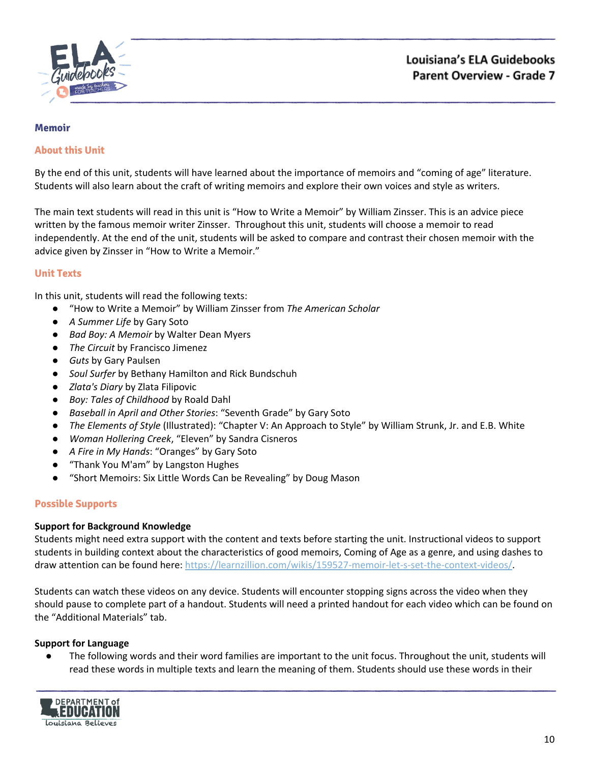## Memoir

### About this Unit

By the end of this unit, students will have learned about the importance of memoirs and "coming of age" literature. Students will also learn about the craft of writing memoirs and explore their own voices and style as writers.

The main text students will read in this unit is "How to Write a Memoir" by William Zinsser. This is an advice piece written by the famous memoir writer Zinsser. Throughout this unit, students will choose a memoir to read independently. At the end of the unit, students will be asked to compare and contrast their chosen memoir with the advice given by Zinsser in "How to Write a Memoir."

### Unit Texts

In this unit, students will read the following texts:

- "How to Write a Memoir" by William Zinsser from *The American Scholar*
- *A Summer Life* by Gary Soto
- *Bad Boy: A Memoir* by Walter Dean Myers
- *The Circuit* by Francisco Jimenez
- *Guts* by Gary Paulsen
- *Soul Surfer* by Bethany Hamilton and Rick Bundschuh
- *Zlata's Diary* by Zlata Filipovic
- *Boy: Tales of Childhood* by Roald Dahl
- *Baseball in April and Other Stories*: "Seventh Grade" by Gary Soto
- *The Elements of Style* (Illustrated): "Chapter V: An Approach to Style" by William Strunk, Jr. and E.B. White
- *Woman Hollering Creek*, "Eleven" by Sandra Cisneros
- *A Fire in My Hands*: "Oranges" by Gary Soto
- "Thank You M'am" by Langston Hughes
- "Short Memoirs: Six Little Words Can be Revealing" by Doug Mason

### Possible Supports

**Support for Background Knowledge**

Students might need extra support with the content and texts before starting the unit. Instructional videos to support students in building context about the characteristics of good memoirs, Coming of Age as a genre, and using dashes to draw attention can be found here: https://learnzillion.com/wikis/159527-memoir-let-s-set-the-context-videos/.

Students can watch these videos on any device. Students will encounter stopping signs across the video when they should pause to complete part of a handout. Students will need a printed handout for each video which can be found on the "Additional Materials" tab.

**Support for Language**

- The following words and their word families are important to the unit focus. Throughout the unit, students will read these words in multiple texts and learn the meaning of them. Students should use these words in their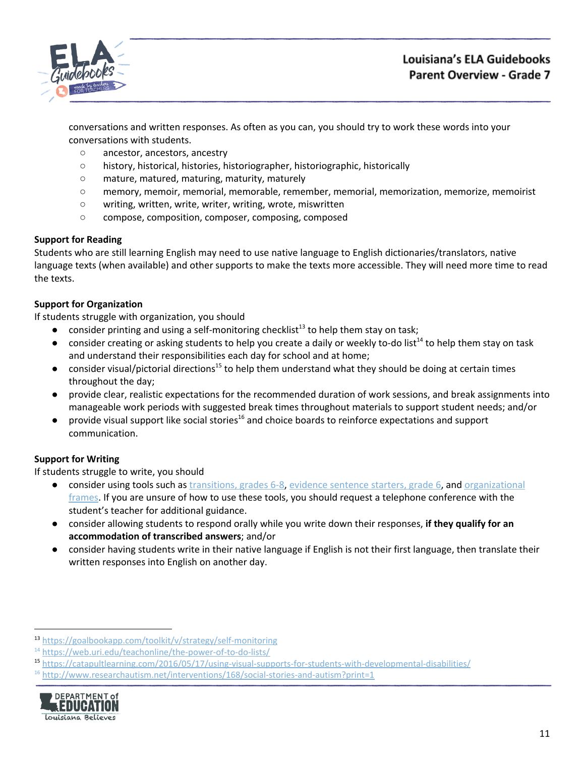conversations and written responses. As often as you can, you should try to work these words into your conversations with students.

- ancestor, ancestors, ancestry
- history, historical, histories, historiographer, historiographic, historically
- mature, matured, maturing, maturity, maturely
- memory, memoir, memorial, memorable, remember, memorial, memorization, memorize, memoirist
- writing, written, write, writer, writing, wrote, miswritten
- compose, composition, composer, composing, composed

**Support for Reading**

Students who are still learning English may need to use native language to English dictionaries/translators, native language texts (when available) and other supports to make the texts more accessible. They will need more time to read the texts.

**Support for Organization**

If students struggle with organization, you should

- consider printing and using a self-monitoring checklist[13] to help them stay on task;
- consider creating or asking students to help you create a daily or weekly to-do list[14] to help them stay on task and understand their responsibilities each day for school and at home;
- consider visual/pictorial directions[15] to help them understand what they should be doing at certain times throughout the day;
- provide clear, realistic expectations for the recommended duration of work sessions, and break assignments into manageable work periods with suggested break times throughout materials to support student needs; and/or
- provide visual support like social stories[16] and choice boards to reinforce expectations and support communication.

**Support for Writing**

If students struggle to write, you should

- consider using tools such as transitions, grades 6-8, evidence sentence starters, grade 6, and organizational frames. If you are unsure of how to use these tools, you should request a telephone conference with the student's teacher for additional guidance.
- consider allowing students to respond orally while you write down their responses, **if they qualify for an accommodation of transcribed answers**; and/or
- consider having students write in their native language if English is not their first language, then translate their written responses into English on another day.

---

[13] https://goalbookapp.com/toolkit/v/strategy/self-monitoring

[14] https://web.uri.edu/teachonline/the-power-of-to-do-lists/

[15] https://catapultlearning.com/2016/05/17/using-visual-supports-for-students-with-developmental-disabilities/

[16] http://www.researchautism.net/interventions/168/social-stories-and-autism?print=1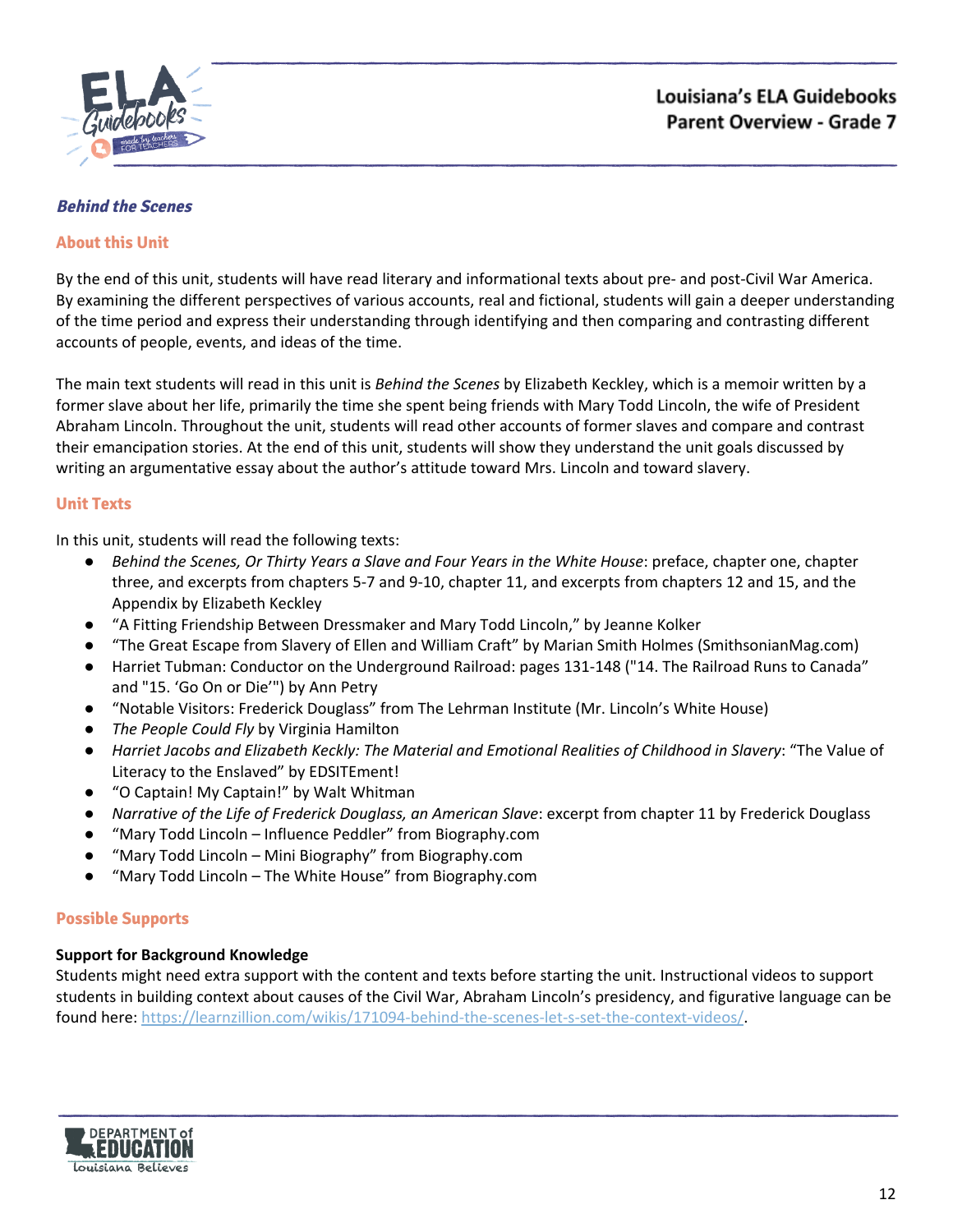## *Behind the Scenes*

### About this Unit

By the end of this unit, students will have read literary and informational texts about pre- and post-Civil War America. By examining the different perspectives of various accounts, real and fictional, students will gain a deeper understanding of the time period and express their understanding through identifying and then comparing and contrasting different accounts of people, events, and ideas of the time.

The main text students will read in this unit is *Behind the Scenes* by Elizabeth Keckley, which is a memoir written by a former slave about her life, primarily the time she spent being friends with Mary Todd Lincoln, the wife of President Abraham Lincoln. Throughout the unit, students will read other accounts of former slaves and compare and contrast their emancipation stories. At the end of this unit, students will show they understand the unit goals discussed by writing an argumentative essay about the author's attitude toward Mrs. Lincoln and toward slavery.

### Unit Texts

In this unit, students will read the following texts:

- *Behind the Scenes, Or Thirty Years a Slave and Four Years in the White House*: preface, chapter one, chapter three, and excerpts from chapters 5-7 and 9-10, chapter 11, and excerpts from chapters 12 and 15, and the Appendix by Elizabeth Keckley
- "A Fitting Friendship Between Dressmaker and Mary Todd Lincoln," by Jeanne Kolker
- "The Great Escape from Slavery of Ellen and William Craft" by Marian Smith Holmes (SmithsonianMag.com)
- Harriet Tubman: Conductor on the Underground Railroad: pages 131-148 ("14. The Railroad Runs to Canada" and "15. 'Go On or Die'") by Ann Petry
- "Notable Visitors: Frederick Douglass" from The Lehrman Institute (Mr. Lincoln's White House)
- *The People Could Fly* by Virginia Hamilton
- *Harriet Jacobs and Elizabeth Keckly: The Material and Emotional Realities of Childhood in Slavery*: "The Value of Literacy to the Enslaved" by EDSITEment!
- "O Captain! My Captain!" by Walt Whitman
- *Narrative of the Life of Frederick Douglass, an American Slave*: excerpt from chapter 11 by Frederick Douglass
- "Mary Todd Lincoln – Influence Peddler" from Biography.com
- "Mary Todd Lincoln – Mini Biography" from Biography.com
- "Mary Todd Lincoln – The White House" from Biography.com

### Possible Supports

**Support for Background Knowledge**

Students might need extra support with the content and texts before starting the unit. Instructional videos to support students in building context about causes of the Civil War, Abraham Lincoln's presidency, and figurative language can be found here: https://learnzillion.com/wikis/171094-behind-the-scenes-let-s-set-the-context-videos/.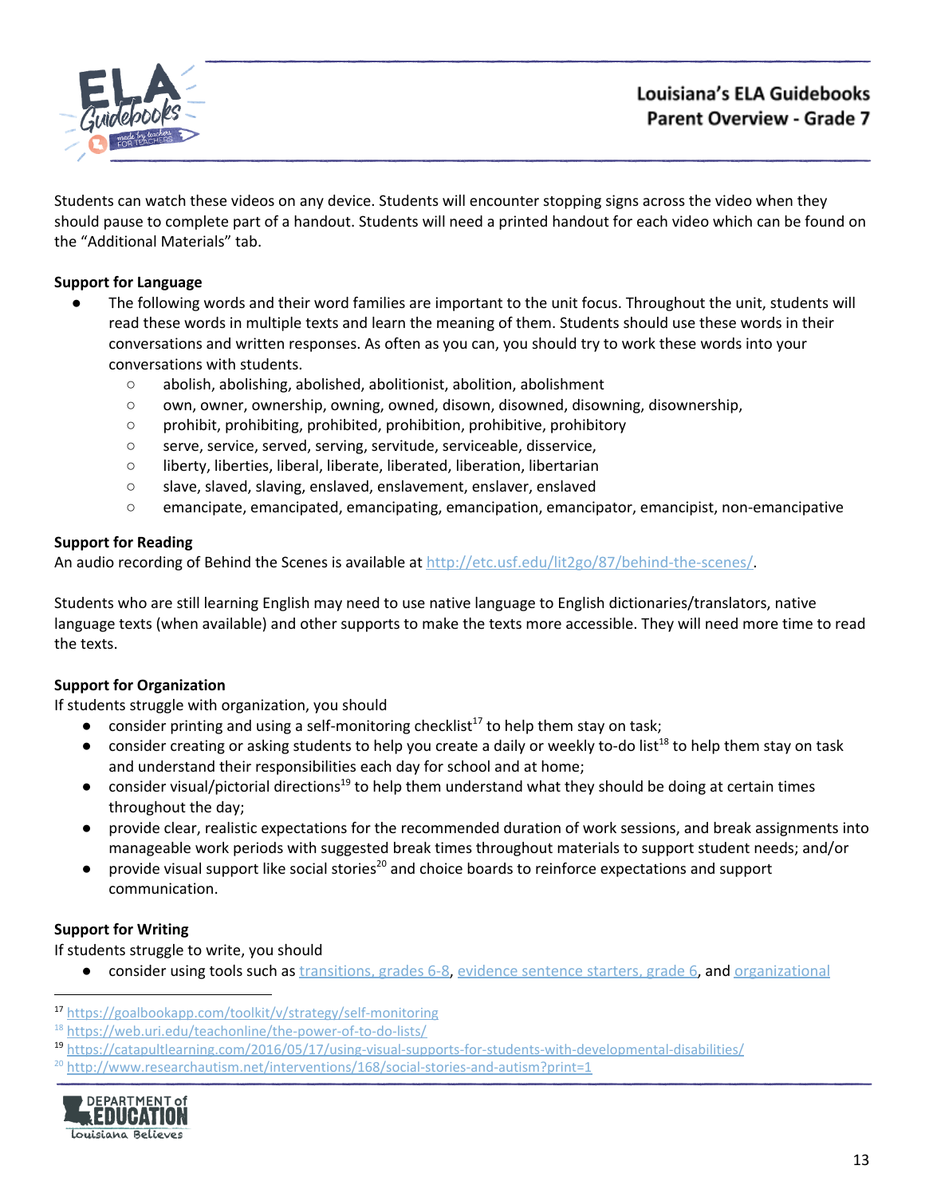Students can watch these videos on any device. Students will encounter stopping signs across the video when they should pause to complete part of a handout. Students will need a printed handout for each video which can be found on the "Additional Materials" tab.

**Support for Language**

- The following words and their word families are important to the unit focus. Throughout the unit, students will read these words in multiple texts and learn the meaning of them. Students should use these words in their conversations and written responses. As often as you can, you should try to work these words into your conversations with students.
  - abolish, abolishing, abolished, abolitionist, abolition, abolishment
  - own, owner, ownership, owning, owned, disown, disowned, disowning, disownership,
  - prohibit, prohibiting, prohibited, prohibition, prohibitive, prohibitory
  - serve, service, served, serving, servitude, serviceable, disservice,
  - liberty, liberties, liberal, liberate, liberated, liberation, libertarian
  - slave, slaved, slaving, enslaved, enslavement, enslaver, enslaved
  - emancipate, emancipated, emancipating, emancipation, emancipator, emancipist, non-emancipative

**Support for Reading**

An audio recording of Behind the Scenes is available at http://etc.usf.edu/lit2go/87/behind-the-scenes/.

Students who are still learning English may need to use native language to English dictionaries/translators, native language texts (when available) and other supports to make the texts more accessible. They will need more time to read the texts.

**Support for Organization**

If students struggle with organization, you should

- consider printing and using a self-monitoring checklist[17] to help them stay on task;
- consider creating or asking students to help you create a daily or weekly to-do list[18] to help them stay on task and understand their responsibilities each day for school and at home;
- consider visual/pictorial directions[19] to help them understand what they should be doing at certain times throughout the day;
- provide clear, realistic expectations for the recommended duration of work sessions, and break assignments into manageable work periods with suggested break times throughout materials to support student needs; and/or
- provide visual support like social stories[20] and choice boards to reinforce expectations and support communication.

**Support for Writing**

If students struggle to write, you should

- consider using tools such as transitions, grades 6-8, evidence sentence starters, grade 6, and organizational

---

[17] https://goalbookapp.com/toolkit/v/strategy/self-monitoring

[18] https://web.uri.edu/teachonline/the-power-of-to-do-lists/

[19] https://catapultlearning.com/2016/05/17/using-visual-supports-for-students-with-developmental-disabilities/

[20] http://www.researchautism.net/interventions/168/social-stories-and-autism?print=1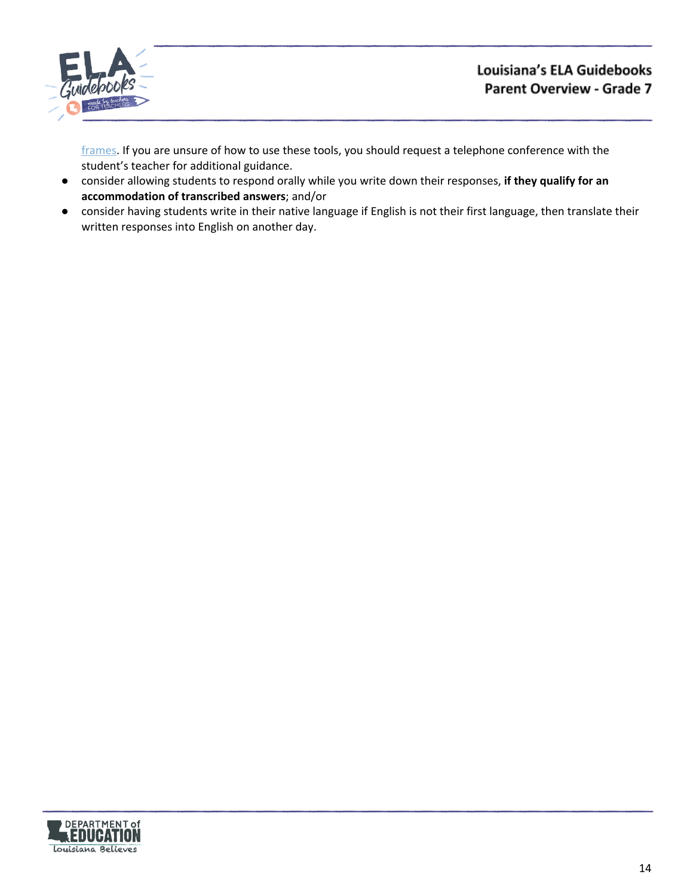frames. If you are unsure of how to use these tools, you should request a telephone conference with the student's teacher for additional guidance.

- consider allowing students to respond orally while you write down their responses, **if they qualify for an accommodation of transcribed answers**; and/or
- consider having students write in their native language if English is not their first language, then translate their written responses into English on another day.